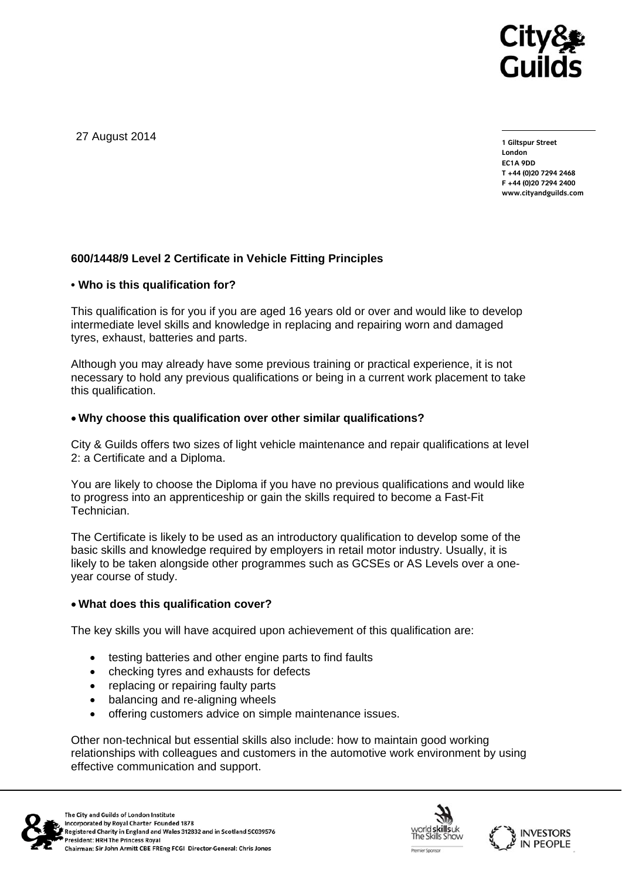27 August 2014

1 Giltspur Street
London
EC1A 9DD
T +44 (0)20 7294 2468
F +44 (0)20 7294 2400
www.cityandguilds.com

**600/1448/9 Level 2 Certificate in Vehicle Fitting Principles**

**• Who is this qualification for?**

This qualification is for you if you are aged 16 years old or over and would like to develop intermediate level skills and knowledge in replacing and repairing worn and damaged tyres, exhaust, batteries and parts.

Although you may already have some previous training or practical experience, it is not necessary to hold any previous qualifications or being in a current work placement to take this qualification.

**• Why choose this qualification over other similar qualifications?**

City & Guilds offers two sizes of light vehicle maintenance and repair qualifications at level 2: a Certificate and a Diploma.

You are likely to choose the Diploma if you have no previous qualifications and would like to progress into an apprenticeship or gain the skills required to become a Fast-Fit Technician.

The Certificate is likely to be used as an introductory qualification to develop some of the basic skills and knowledge required by employers in retail motor industry. Usually, it is likely to be taken alongside other programmes such as GCSEs or AS Levels over a one-year course of study.

**• What does this qualification cover?**

The key skills you will have acquired upon achievement of this qualification are:

- testing batteries and other engine parts to find faults
- checking tyres and exhausts for defects
- replacing or repairing faulty parts
- balancing and re-aligning wheels
- offering customers advice on simple maintenance issues.

Other non-technical but essential skills also include: how to maintain good working relationships with colleagues and customers in the automotive work environment by using effective communication and support.

The City and Guilds of London Institute
Incorporated by Royal Charter Founded 1878
Registered Charity in England and Wales 312832 and in Scotland SC039576
President: HRH The Princess Royal
Chairman: Sir John Armitt CBE FREng FCGI Director-General: Chris Jones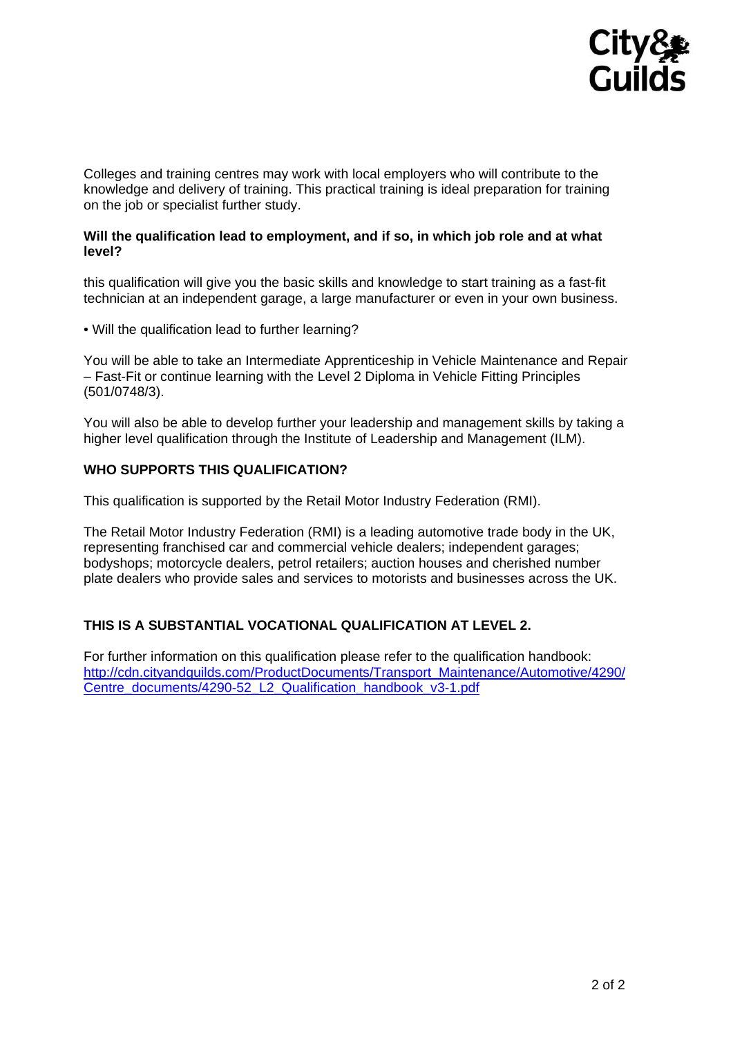Colleges and training centres may work with local employers who will contribute to the knowledge and delivery of training. This practical training is ideal preparation for training on the job or specialist further study.

**Will the qualification lead to employment, and if so, in which job role and at what level?**

this qualification will give you the basic skills and knowledge to start training as a fast-fit technician at an independent garage, a large manufacturer or even in your own business.

• Will the qualification lead to further learning?

You will be able to take an Intermediate Apprenticeship in Vehicle Maintenance and Repair – Fast-Fit or continue learning with the Level 2 Diploma in Vehicle Fitting Principles (501/0748/3).

You will also be able to develop further your leadership and management skills by taking a higher level qualification through the Institute of Leadership and Management (ILM).

**WHO SUPPORTS THIS QUALIFICATION?**

This qualification is supported by the Retail Motor Industry Federation (RMI).

The Retail Motor Industry Federation (RMI) is a leading automotive trade body in the UK, representing franchised car and commercial vehicle dealers; independent garages; bodyshops; motorcycle dealers, petrol retailers; auction houses and cherished number plate dealers who provide sales and services to motorists and businesses across the UK.

**THIS IS A SUBSTANTIAL VOCATIONAL QUALIFICATION AT LEVEL 2.**

For further information on this qualification please refer to the qualification handbook: [http://cdn.cityandguilds.com/ProductDocuments/Transport_Maintenance/Automotive/4290/Centre_documents/4290-52_L2_Qualification_handbook_v3-1.pdf](http://cdn.cityandguilds.com/ProductDocuments/Transport_Maintenance/Automotive/4290/Centre_documents/4290-52_L2_Qualification_handbook_v3-1.pdf)